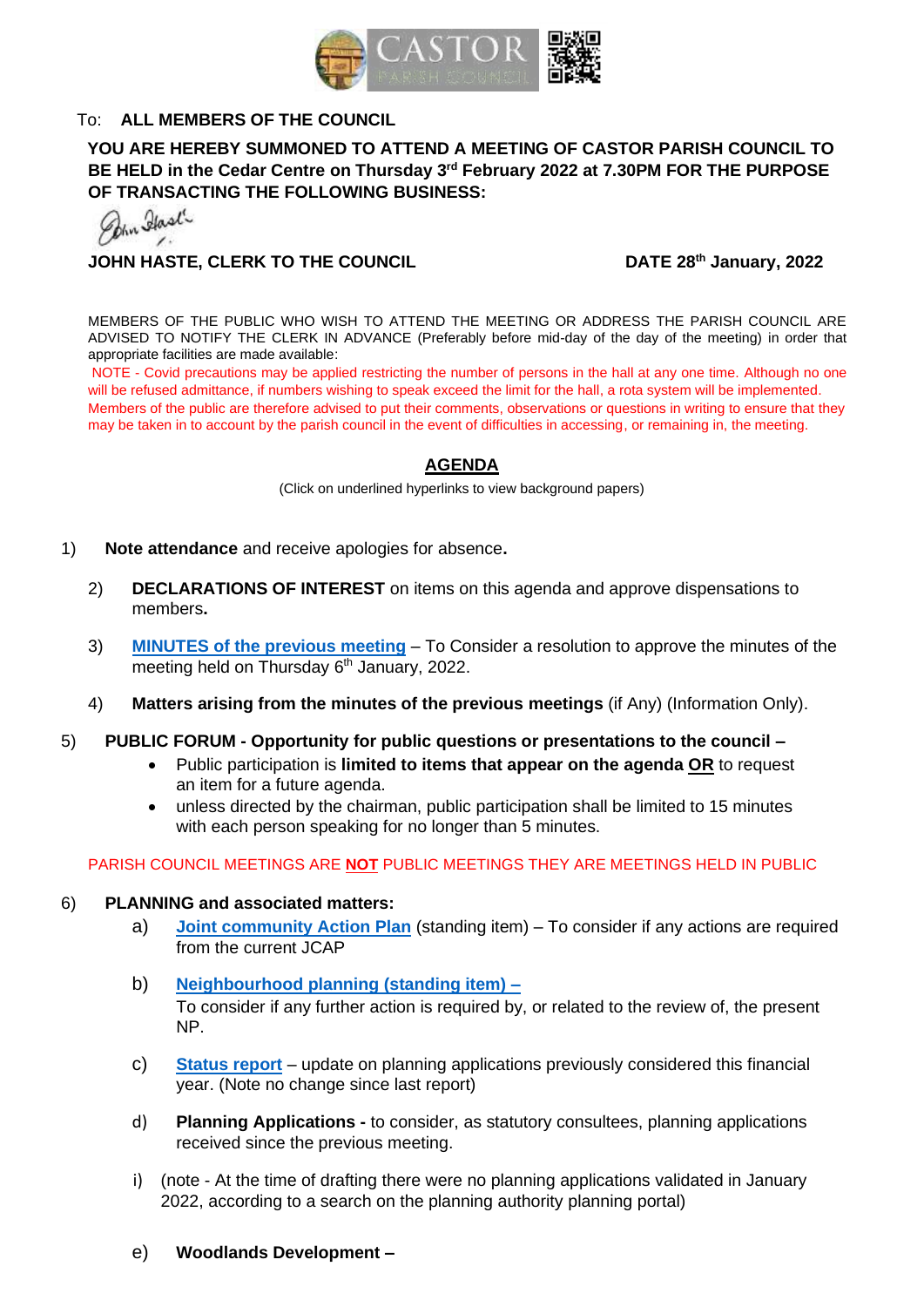CASTOR PARISH COUNCIL

To: **ALL MEMBERS OF THE COUNCIL**

**YOU ARE HEREBY SUMMONED TO ATTEND A MEETING OF CASTOR PARISH COUNCIL TO BE HELD in the Cedar Centre on Thursday 3rd February 2022 at 7.30PM FOR THE PURPOSE OF TRANSACTING THE FOLLOWING BUSINESS:**

**JOHN HASTE, CLERK TO THE COUNCIL** **DATE 28th January, 2022**

MEMBERS OF THE PUBLIC WHO WISH TO ATTEND THE MEETING OR ADDRESS THE PARISH COUNCIL ARE ADVISED TO NOTIFY THE CLERK IN ADVANCE (Preferably before mid-day of the day of the meeting) in order that appropriate facilities are made available:

NOTE - Covid precautions may be applied restricting the number of persons in the hall at any one time. Although no one will be refused admittance, if numbers wishing to speak exceed the limit for the hall, a rota system will be implemented. Members of the public are therefore advised to put their comments, observations or questions in writing to ensure that they may be taken in to account by the parish council in the event of difficulties in accessing, or remaining in, the meeting.

## AGENDA

(Click on underlined hyperlinks to view background papers)

1) **Note attendance** and receive apologies for absence.

2) **DECLARATIONS OF INTEREST** on items on this agenda and approve dispensations to members.

3) **MINUTES of the previous meeting** – To Consider a resolution to approve the minutes of the meeting held on Thursday 6th January, 2022.

4) **Matters arising from the minutes of the previous meetings** (if Any) (Information Only).

5) **PUBLIC FORUM - Opportunity for public questions or presentations to the council –**
   - Public participation is **limited to items that appear on the agenda OR** to request an item for a future agenda.
   - unless directed by the chairman, public participation shall be limited to 15 minutes with each person speaking for no longer than 5 minutes.

PARISH COUNCIL MEETINGS ARE **NOT** PUBLIC MEETINGS THEY ARE MEETINGS HELD IN PUBLIC

6) **PLANNING and associated matters:**

   a) **Joint community Action Plan** (standing item) – To consider if any actions are required from the current JCAP

   b) **Neighbourhood planning (standing item) –**
   To consider if any further action is required by, or related to the review of, the present NP.

   c) **Status report** – update on planning applications previously considered this financial year. (Note no change since last report)

   d) **Planning Applications -** to consider, as statutory consultees, planning applications received since the previous meeting.

   i) (note - At the time of drafting there were no planning applications validated in January 2022, according to a search on the planning authority planning portal)

   e) **Woodlands Development –**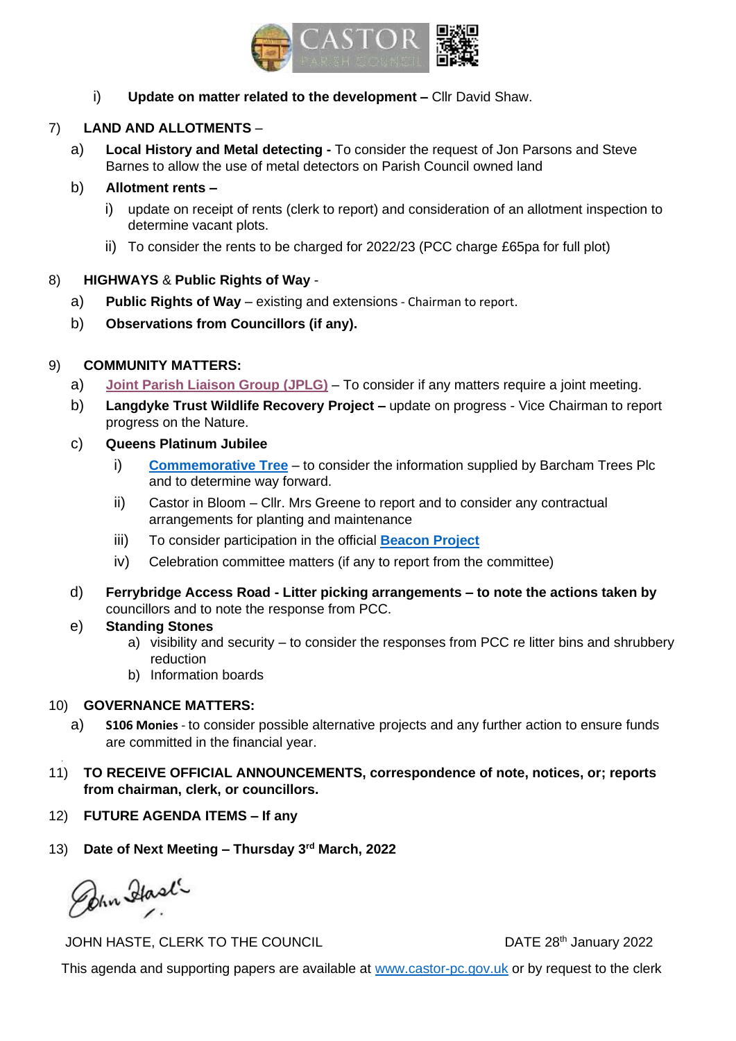i) **Update on matter related to the development –** Cllr David Shaw.

7) **LAND AND ALLOTMENTS** –

a) **Local History and Metal detecting -** To consider the request of Jon Parsons and Steve Barnes to allow the use of metal detectors on Parish Council owned land

b) **Allotment rents –**

i) update on receipt of rents (clerk to report) and consideration of an allotment inspection to determine vacant plots.

ii) To consider the rents to be charged for 2022/23 (PCC charge £65pa for full plot)

8) **HIGHWAYS** & **Public Rights of Way** -

a) **Public Rights of Way** – existing and extensions - Chairman to report.

b) **Observations from Councillors (if any).**

9) **COMMUNITY MATTERS:**

a) **Joint Parish Liaison Group (JPLG)** – To consider if any matters require a joint meeting.

b) **Langdyke Trust Wildlife Recovery Project –** update on progress - Vice Chairman to report progress on the Nature.

c) **Queens Platinum Jubilee**

i) **Commemorative Tree** – to consider the information supplied by Barcham Trees Plc and to determine way forward.

ii) Castor in Bloom – Cllr. Mrs Greene to report and to consider any contractual arrangements for planting and maintenance

iii) To consider participation in the official **Beacon Project**

iv) Celebration committee matters (if any to report from the committee)

d) **Ferrybridge Access Road - Litter picking arrangements – to note the actions taken by** councillors and to note the response from PCC.

e) **Standing Stones**

a) visibility and security – to consider the responses from PCC re litter bins and shrubbery reduction

b) Information boards

10) **GOVERNANCE MATTERS:**

a) **S106 Monies** - to consider possible alternative projects and any further action to ensure funds are committed in the financial year.

11) **TO RECEIVE OFFICIAL ANNOUNCEMENTS, correspondence of note, notices, or; reports from chairman, clerk, or councillors.**

12) **FUTURE AGENDA ITEMS – If any**

13) **Date of Next Meeting – Thursday 3rd March, 2022**

JOHN HASTE, CLERK TO THE COUNCIL — DATE 28th January 2022

This agenda and supporting papers are available at www.castor-pc.gov.uk or by request to the clerk